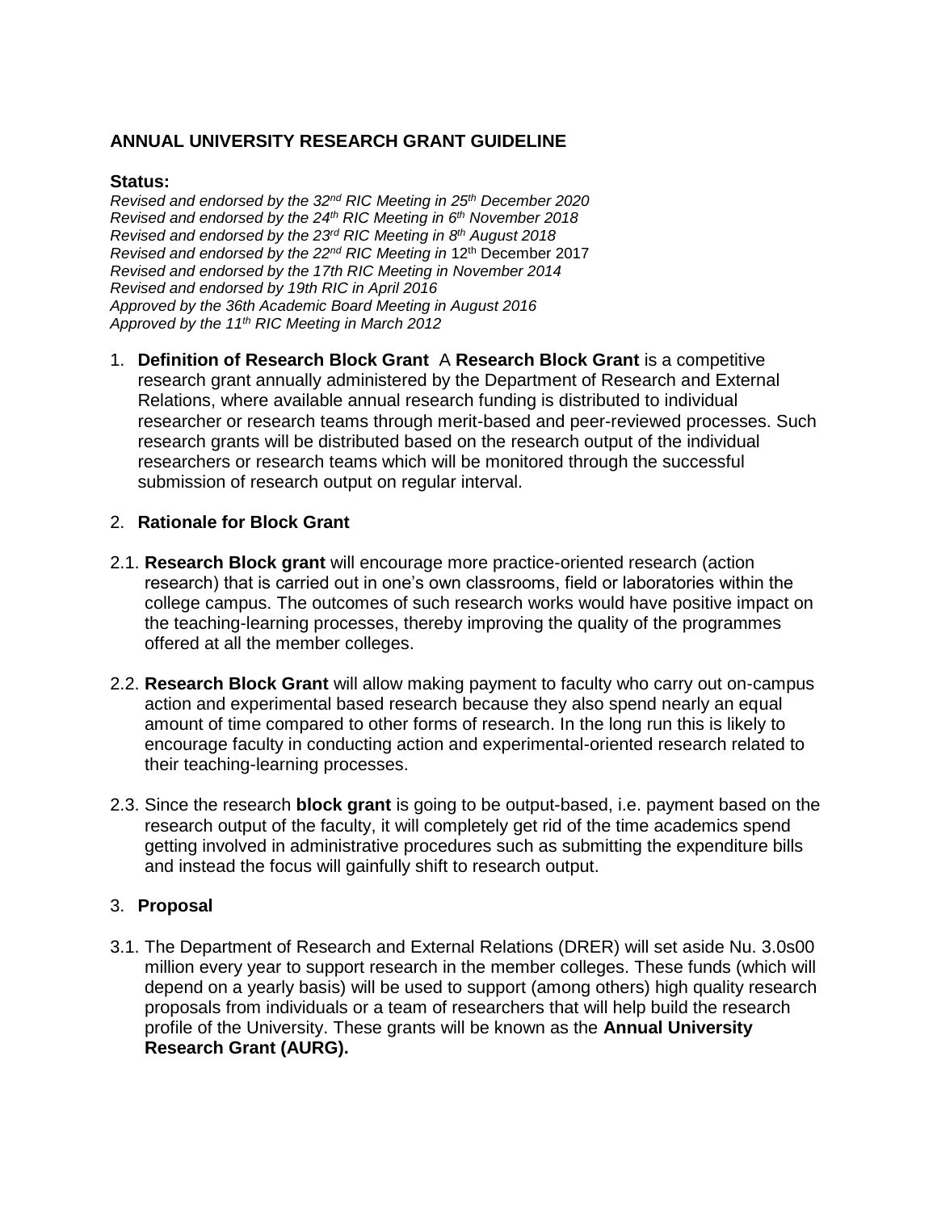## ANNUAL UNIVERSITY RESEARCH GRANT GUIDELINE

**Status:**

*Revised and endorsed by the 32nd RIC Meeting in 25th December 2020*
*Revised and endorsed by the 24th RIC Meeting in 6th November 2018*
*Revised and endorsed by the 23rd RIC Meeting in 8th August 2018*
*Revised and endorsed by the 22nd RIC Meeting in* 12th December 2017
*Revised and endorsed by the 17th RIC Meeting in November 2014*
*Revised and endorsed by 19th RIC in April 2016*
*Approved by the 36th Academic Board Meeting in August 2016*
*Approved by the 11th RIC Meeting in March 2012*

1. **Definition of Research Block Grant** A **Research Block Grant** is a competitive research grant annually administered by the Department of Research and External Relations, where available annual research funding is distributed to individual researcher or research teams through merit-based and peer-reviewed processes. Such research grants will be distributed based on the research output of the individual researchers or research teams which will be monitored through the successful submission of research output on regular interval.

2. **Rationale for Block Grant**

2.1. **Research Block grant** will encourage more practice-oriented research (action research) that is carried out in one's own classrooms, field or laboratories within the college campus. The outcomes of such research works would have positive impact on the teaching-learning processes, thereby improving the quality of the programmes offered at all the member colleges.

2.2. **Research Block Grant** will allow making payment to faculty who carry out on-campus action and experimental based research because they also spend nearly an equal amount of time compared to other forms of research. In the long run this is likely to encourage faculty in conducting action and experimental-oriented research related to their teaching-learning processes.

2.3. Since the research **block grant** is going to be output-based, i.e. payment based on the research output of the faculty, it will completely get rid of the time academics spend getting involved in administrative procedures such as submitting the expenditure bills and instead the focus will gainfully shift to research output.

3. **Proposal**

3.1. The Department of Research and External Relations (DRER) will set aside Nu. 3.0s00 million every year to support research in the member colleges. These funds (which will depend on a yearly basis) will be used to support (among others) high quality research proposals from individuals or a team of researchers that will help build the research profile of the University. These grants will be known as the **Annual University Research Grant (AURG).**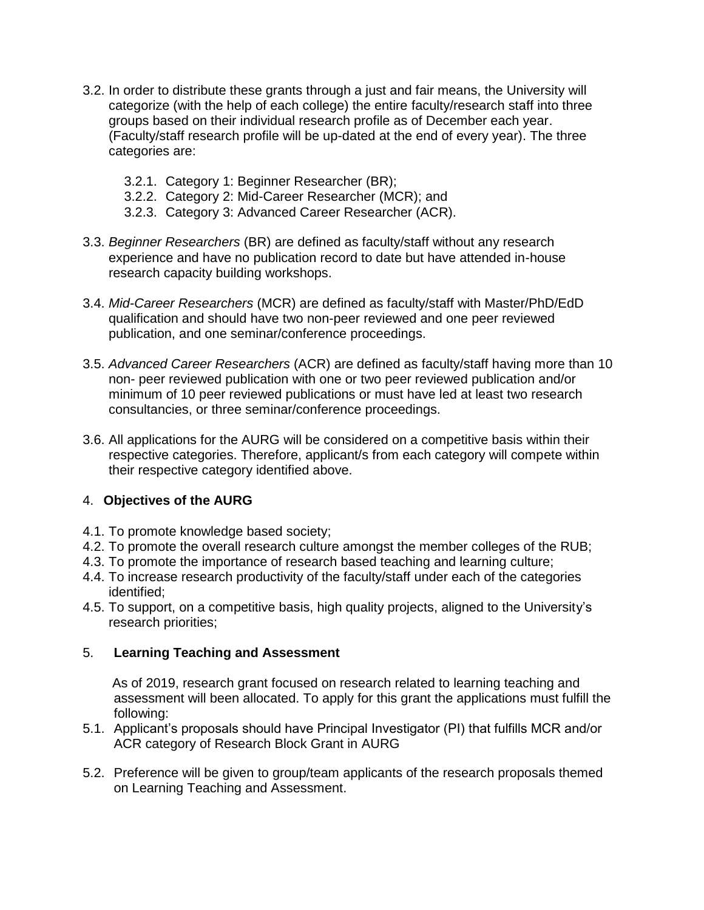3.2. In order to distribute these grants through a just and fair means, the University will categorize (with the help of each college) the entire faculty/research staff into three groups based on their individual research profile as of December each year. (Faculty/staff research profile will be up-dated at the end of every year). The three categories are:

   3.2.1. Category 1: Beginner Researcher (BR);
   3.2.2. Category 2: Mid-Career Researcher (MCR); and
   3.2.3. Category 3: Advanced Career Researcher (ACR).

3.3. *Beginner Researchers* (BR) are defined as faculty/staff without any research experience and have no publication record to date but have attended in-house research capacity building workshops.

3.4. *Mid-Career Researchers* (MCR) are defined as faculty/staff with Master/PhD/EdD qualification and should have two non-peer reviewed and one peer reviewed publication, and one seminar/conference proceedings.

3.5. *Advanced Career Researchers* (ACR) are defined as faculty/staff having more than 10 non- peer reviewed publication with one or two peer reviewed publication and/or minimum of 10 peer reviewed publications or must have led at least two research consultancies, or three seminar/conference proceedings.

3.6. All applications for the AURG will be considered on a competitive basis within their respective categories. Therefore, applicant/s from each category will compete within their respective category identified above.

## 4. **Objectives of the AURG**

4.1. To promote knowledge based society;
4.2. To promote the overall research culture amongst the member colleges of the RUB;
4.3. To promote the importance of research based teaching and learning culture;
4.4. To increase research productivity of the faculty/staff under each of the categories identified;
4.5. To support, on a competitive basis, high quality projects, aligned to the University's research priorities;

## 5. **Learning Teaching and Assessment**

As of 2019, research grant focused on research related to learning teaching and assessment will been allocated. To apply for this grant the applications must fulfill the following:

5.1. Applicant's proposals should have Principal Investigator (PI) that fulfills MCR and/or ACR category of Research Block Grant in AURG

5.2. Preference will be given to group/team applicants of the research proposals themed on Learning Teaching and Assessment.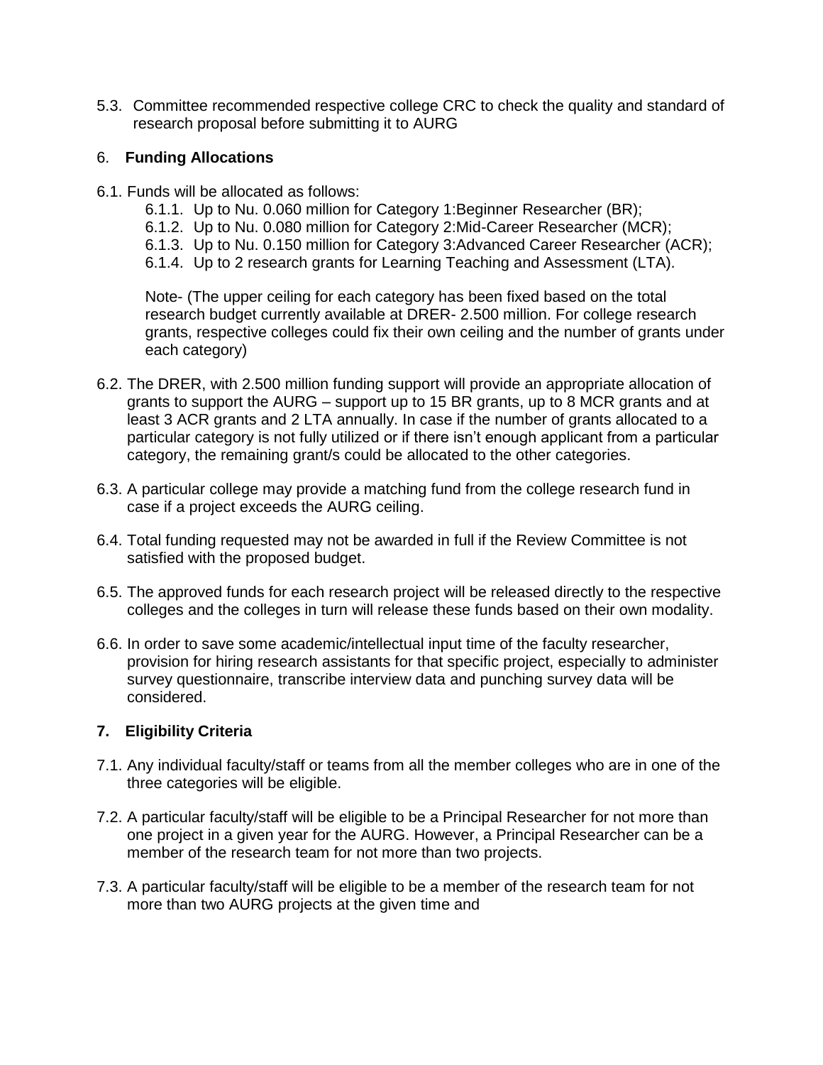5.3. Committee recommended respective college CRC to check the quality and standard of research proposal before submitting it to AURG

## 6. **Funding Allocations**

6.1. Funds will be allocated as follows:

- 6.1.1. Up to Nu. 0.060 million for Category 1:Beginner Researcher (BR);
- 6.1.2. Up to Nu. 0.080 million for Category 2:Mid-Career Researcher (MCR);
- 6.1.3. Up to Nu. 0.150 million for Category 3:Advanced Career Researcher (ACR);
- 6.1.4. Up to 2 research grants for Learning Teaching and Assessment (LTA).

Note- (The upper ceiling for each category has been fixed based on the total research budget currently available at DRER- 2.500 million. For college research grants, respective colleges could fix their own ceiling and the number of grants under each category)

6.2. The DRER, with 2.500 million funding support will provide an appropriate allocation of grants to support the AURG – support up to 15 BR grants, up to 8 MCR grants and at least 3 ACR grants and 2 LTA annually. In case if the number of grants allocated to a particular category is not fully utilized or if there isn't enough applicant from a particular category, the remaining grant/s could be allocated to the other categories.

6.3. A particular college may provide a matching fund from the college research fund in case if a project exceeds the AURG ceiling.

6.4. Total funding requested may not be awarded in full if the Review Committee is not satisfied with the proposed budget.

6.5. The approved funds for each research project will be released directly to the respective colleges and the colleges in turn will release these funds based on their own modality.

6.6. In order to save some academic/intellectual input time of the faculty researcher, provision for hiring research assistants for that specific project, especially to administer survey questionnaire, transcribe interview data and punching survey data will be considered.

## **7. Eligibility Criteria**

7.1. Any individual faculty/staff or teams from all the member colleges who are in one of the three categories will be eligible.

7.2. A particular faculty/staff will be eligible to be a Principal Researcher for not more than one project in a given year for the AURG. However, a Principal Researcher can be a member of the research team for not more than two projects.

7.3. A particular faculty/staff will be eligible to be a member of the research team for not more than two AURG projects at the given time and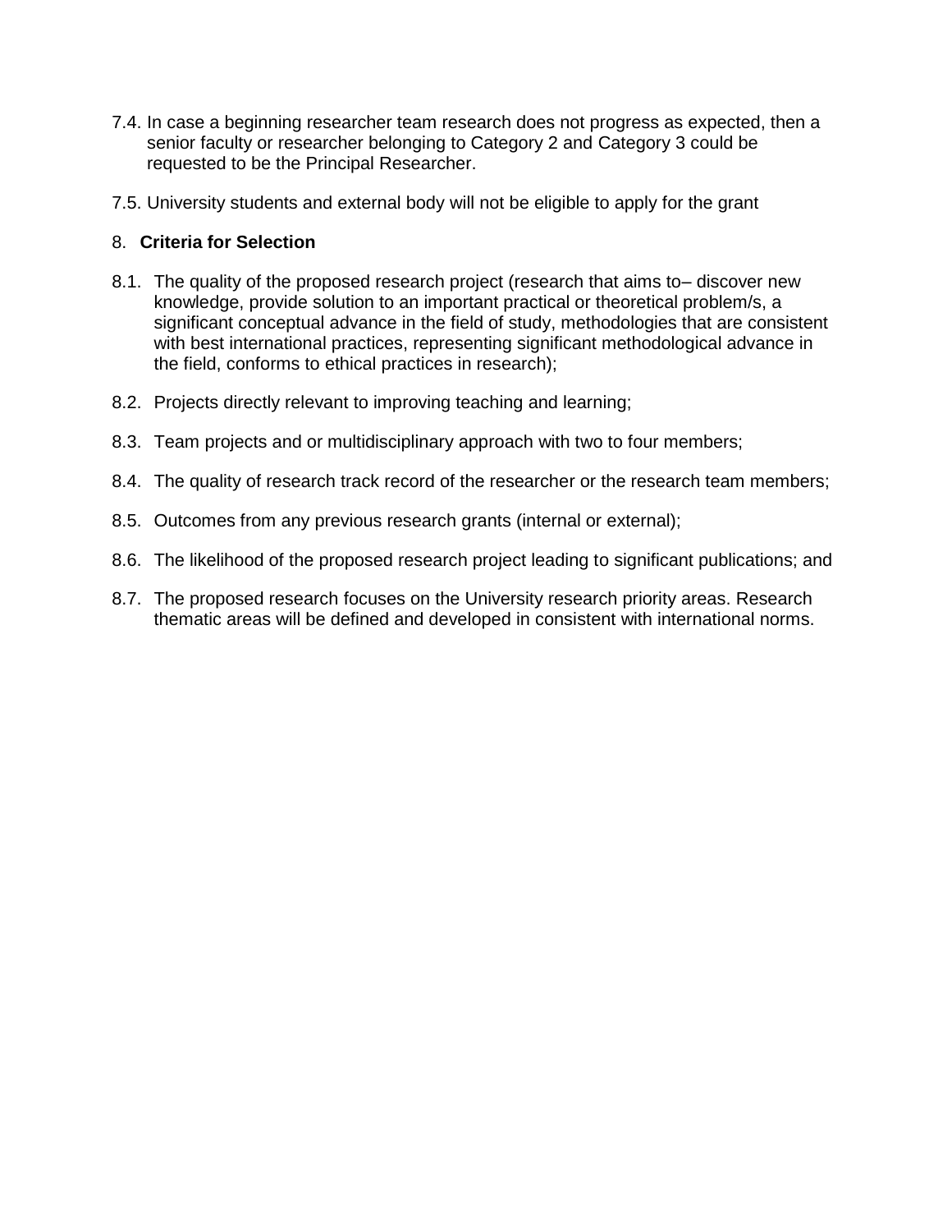7.4. In case a beginning researcher team research does not progress as expected, then a senior faculty or researcher belonging to Category 2 and Category 3 could be requested to be the Principal Researcher.

7.5. University students and external body will not be eligible to apply for the grant

## 8. **Criteria for Selection**

8.1. The quality of the proposed research project (research that aims to– discover new knowledge, provide solution to an important practical or theoretical problem/s, a significant conceptual advance in the field of study, methodologies that are consistent with best international practices, representing significant methodological advance in the field, conforms to ethical practices in research);

8.2. Projects directly relevant to improving teaching and learning;

8.3. Team projects and or multidisciplinary approach with two to four members;

8.4. The quality of research track record of the researcher or the research team members;

8.5. Outcomes from any previous research grants (internal or external);

8.6. The likelihood of the proposed research project leading to significant publications; and

8.7. The proposed research focuses on the University research priority areas. Research thematic areas will be defined and developed in consistent with international norms.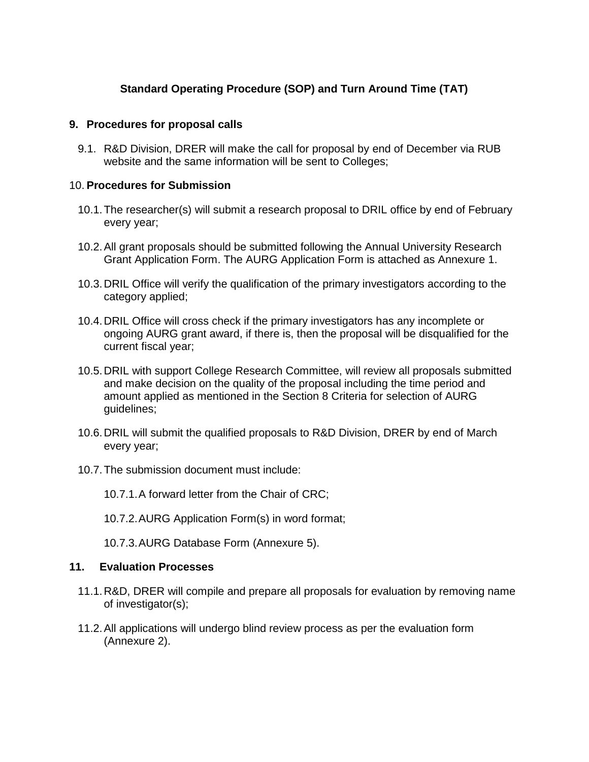# Standard Operating Procedure (SOP) and Turn Around Time (TAT)

## 9. Procedures for proposal calls

9.1. R&D Division, DRER will make the call for proposal by end of December via RUB website and the same information will be sent to Colleges;

## 10. Procedures for Submission

10.1. The researcher(s) will submit a research proposal to DRIL office by end of February every year;

10.2. All grant proposals should be submitted following the Annual University Research Grant Application Form. The AURG Application Form is attached as Annexure 1.

10.3. DRIL Office will verify the qualification of the primary investigators according to the category applied;

10.4. DRIL Office will cross check if the primary investigators has any incomplete or ongoing AURG grant award, if there is, then the proposal will be disqualified for the current fiscal year;

10.5. DRIL with support College Research Committee, will review all proposals submitted and make decision on the quality of the proposal including the time period and amount applied as mentioned in the Section 8 Criteria for selection of AURG guidelines;

10.6. DRIL will submit the qualified proposals to R&D Division, DRER by end of March every year;

10.7. The submission document must include:

10.7.1. A forward letter from the Chair of CRC;

10.7.2. AURG Application Form(s) in word format;

10.7.3. AURG Database Form (Annexure 5).

## 11. Evaluation Processes

11.1. R&D, DRER will compile and prepare all proposals for evaluation by removing name of investigator(s);

11.2. All applications will undergo blind review process as per the evaluation form (Annexure 2).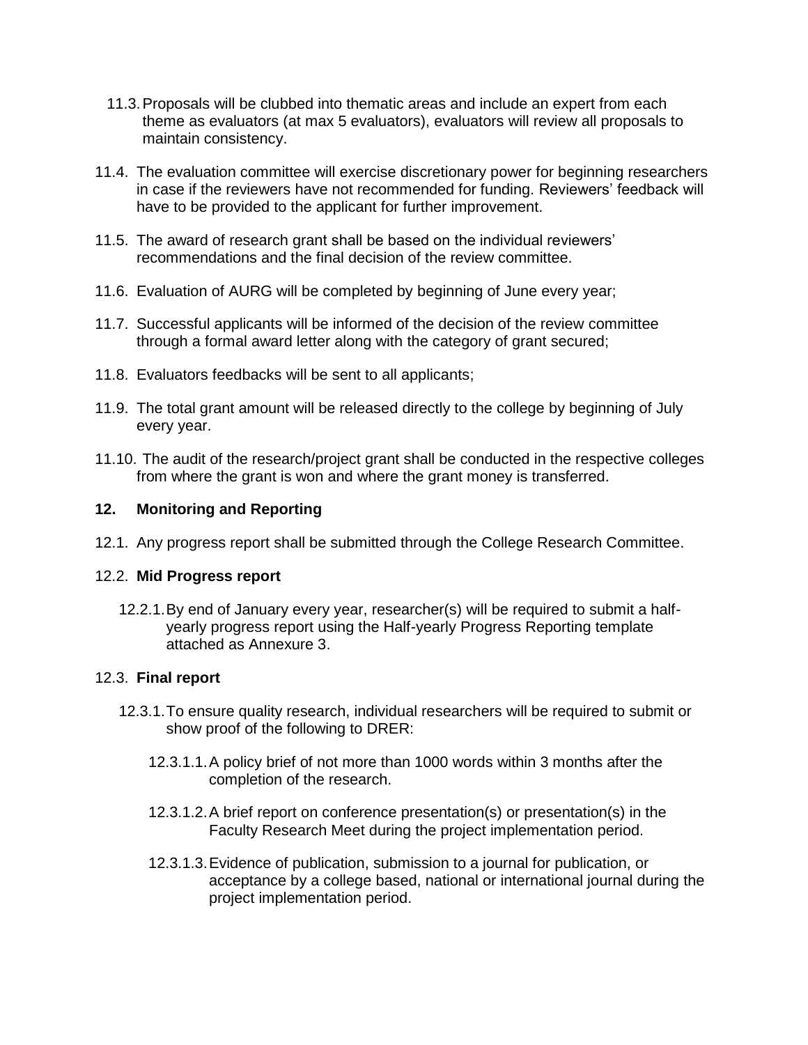11.3. Proposals will be clubbed into thematic areas and include an expert from each theme as evaluators (at max 5 evaluators), evaluators will review all proposals to maintain consistency.

11.4. The evaluation committee will exercise discretionary power for beginning researchers in case if the reviewers have not recommended for funding. Reviewers' feedback will have to be provided to the applicant for further improvement.

11.5. The award of research grant shall be based on the individual reviewers' recommendations and the final decision of the review committee.

11.6. Evaluation of AURG will be completed by beginning of June every year;

11.7. Successful applicants will be informed of the decision of the review committee through a formal award letter along with the category of grant secured;

11.8. Evaluators feedbacks will be sent to all applicants;

11.9. The total grant amount will be released directly to the college by beginning of July every year.

11.10. The audit of the research/project grant shall be conducted in the respective colleges from where the grant is won and where the grant money is transferred.

## 12. Monitoring and Reporting

12.1. Any progress report shall be submitted through the College Research Committee.

12.2. **Mid Progress report**

12.2.1. By end of January every year, researcher(s) will be required to submit a half-yearly progress report using the Half-yearly Progress Reporting template attached as Annexure 3.

12.3. **Final report**

12.3.1. To ensure quality research, individual researchers will be required to submit or show proof of the following to DRER:

12.3.1.1. A policy brief of not more than 1000 words within 3 months after the completion of the research.

12.3.1.2. A brief report on conference presentation(s) or presentation(s) in the Faculty Research Meet during the project implementation period.

12.3.1.3. Evidence of publication, submission to a journal for publication, or acceptance by a college based, national or international journal during the project implementation period.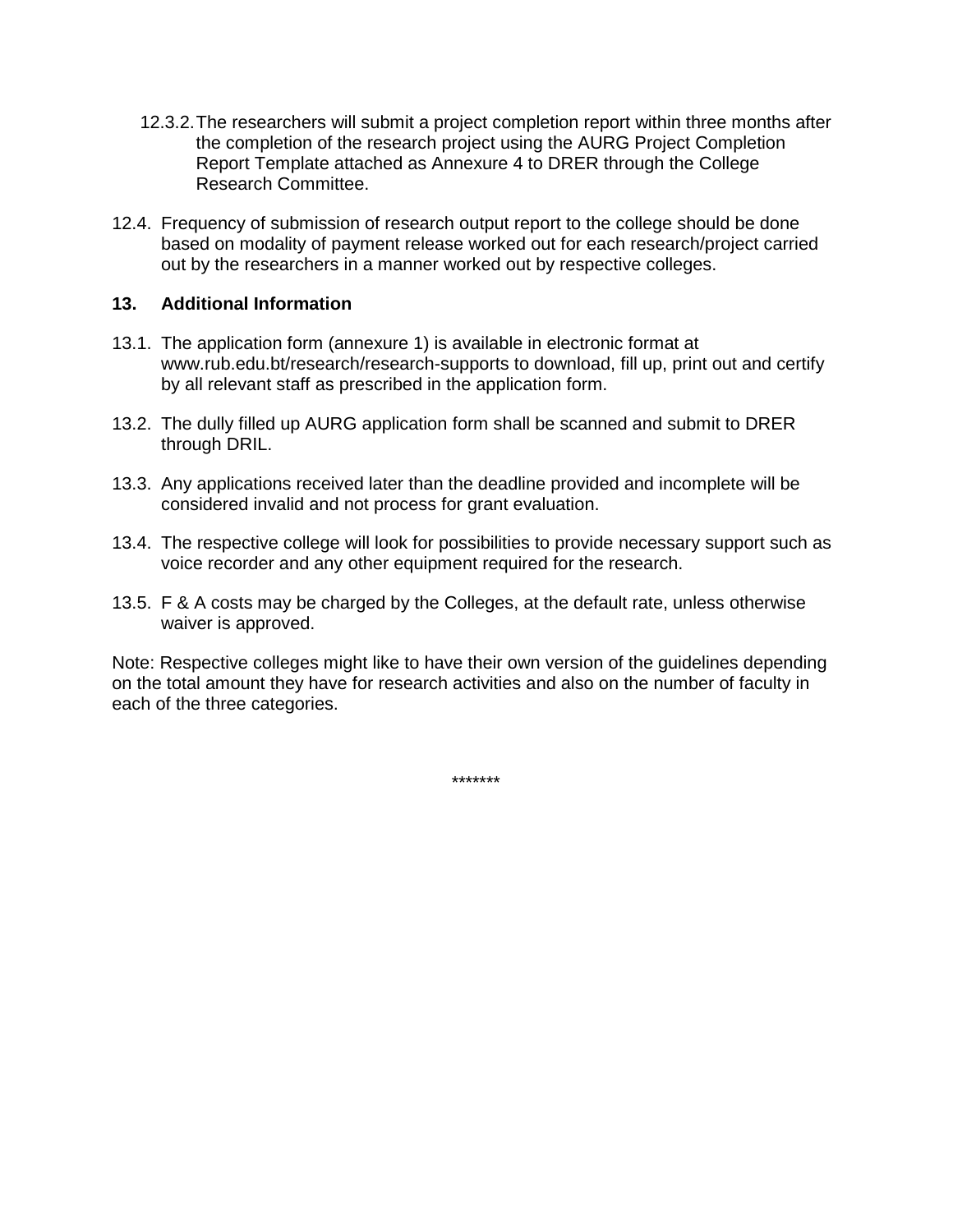12.3.2. The researchers will submit a project completion report within three months after the completion of the research project using the AURG Project Completion Report Template attached as Annexure 4 to DRER through the College Research Committee.

12.4. Frequency of submission of research output report to the college should be done based on modality of payment release worked out for each research/project carried out by the researchers in a manner worked out by respective colleges.

## 13. Additional Information

13.1. The application form (annexure 1) is available in electronic format at www.rub.edu.bt/research/research-supports to download, fill up, print out and certify by all relevant staff as prescribed in the application form.

13.2. The dully filled up AURG application form shall be scanned and submit to DRER through DRIL.

13.3. Any applications received later than the deadline provided and incomplete will be considered invalid and not process for grant evaluation.

13.4. The respective college will look for possibilities to provide necessary support such as voice recorder and any other equipment required for the research.

13.5. F & A costs may be charged by the Colleges, at the default rate, unless otherwise waiver is approved.

Note: Respective colleges might like to have their own version of the guidelines depending on the total amount they have for research activities and also on the number of faculty in each of the three categories.

*******